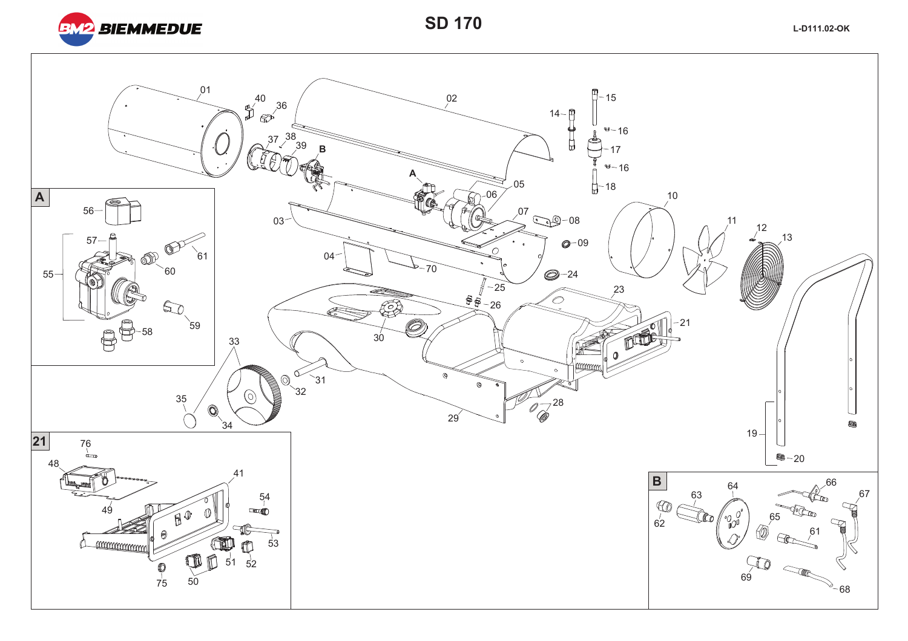BIEMMEDUE

# SD 170

L-D111.02-OK

A

B

21

01 02 03 04 05 06 07 08 09 10 11 12 13 14 15 16 17 16 18 19 20 21 23 24 25 26 28 29 30 31 32 33 34 35 36 37 38 39 40 41 48 49 50 51 52 53 54 55 56 57 58 59 60 61 62 63 64 65 66 67 68 69 70 75 76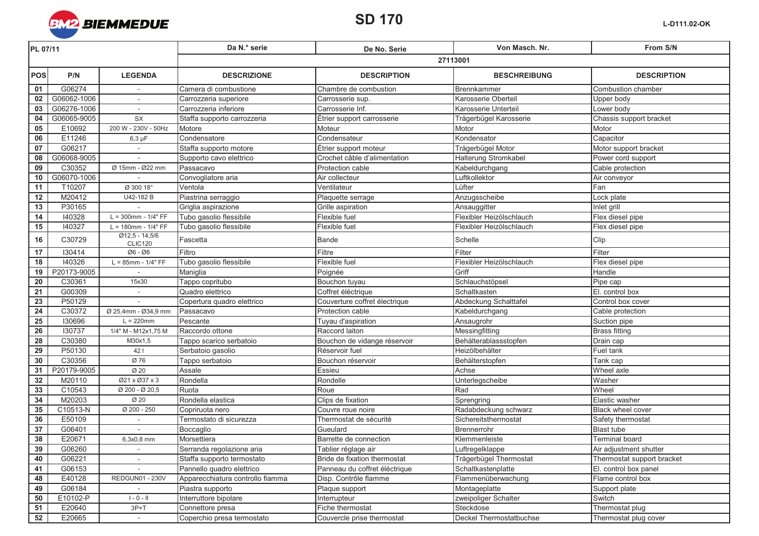**BIEMMEDUE**

# SD 170

L-D111.02-OK

| PL 07/11 | | | Da N.° serie | De No. Serie | Von Masch. Nr. | From S/N |
|---|---|---|---|---|---|---|
| | | | 27113001 | | | |
| POS | P/N | LEGENDA | DESCRIZIONE | DESCRIPTION | BESCHREIBUNG | DESCRIPTION |
| 01 | G06274 | - | Camera di combustione | Chambre de combustion | Brennkammer | Combustion chamber |
| 02 | G06062-1006 | - | Carrozzeria superiore | Carrosserie sup. | Karosserie Oberteil | Upper body |
| 03 | G06276-1006 | - | Carrozzeria inferiore | Carrosserie Inf. | Karosserie Unterteil | Lower body |
| 04 | G06065-9005 | SX | Staffa supporto carrozzeria | Étrier support carrosserie | Trägerbügel Karosserie | Chassis support bracket |
| 05 | E10692 | 200 W - 230V - 50Hz | Motore | Moteur | Motor | Motor |
| 06 | E11246 | 6,3 µF | Condensatore | Condensateur | Kondensator | Capacitor |
| 07 | G06217 | - | Staffa supporto motore | Étrier support moteur | Trägerbügel Motor | Motor support bracket |
| 08 | G06068-9005 | - | Supporto cavo elettrico | Crochet câble d'alimentation | Halterung Stromkabel | Power cord support |
| 09 | C30352 | Ø 15mm - Ø22 mm | Passacavo | Protection cable | Kabeldurchgang | Cable protection |
| 10 | G06070-1006 | - | Convogliatore aria | Air collecteur | Luftkollektor | Air conveyor |
| 11 | T10207 | Ø 300 18° | Ventola | Ventilateur | Lüfter | Fan |
| 12 | M20412 | U42-182 B | Piastrina serraggio | Plaquette serrage | Anzugsscheibe | Lock plate |
| 13 | P30165 | - | Griglia aspirazione | Grille aspiration | Ansauggitter | Inlet grill |
| 14 | I40328 | L = 300mm - 1/4" FF | Tubo gasolio flessibile | Flexible fuel | Flexibler Heizölschlauch | Flex diesel pipe |
| 15 | I40327 | L = 180mm - 1/4" FF | Tubo gasolio flessibile | Flexible fuel | Flexibler Heizölschlauch | Flex diesel pipe |
| 16 | C30729 | Ø12,5 - 14,5/6 CLIC120 | Fascetta | Bande | Schelle | Clip |
| 17 | I30414 | Ø6 - Ø8 | Filtro | Filtre | Filter | Filter |
| 18 | I40326 | L = 85mm - 1/4" FF | Tubo gasolio flessibile | Flexible fuel | Flexibler Heizölschlauch | Flex diesel pipe |
| 19 | P20173-9005 | - | Maniglia | Poignée | Griff | Handle |
| 20 | C30361 | 15x30 | Tappo copritubo | Bouchon tuyau | Schlauchstöpsel | Pipe cap |
| 21 | G00309 | - | Quadro elettrico | Coffret éléctrique | Schaltkasten | El. control box |
| 23 | P50129 | - | Copertura quadro elettrico | Couverture coffret électrique | Abdeckung Schalttafel | Control box cover |
| 24 | C30372 | Ø 25,4mm - Ø34,9 mm | Passacavo | Protection cable | Kabeldurchgang | Cable protection |
| 25 | I30696 | L = 220mm | Pescante | Tuyau d'aspiration | Ansaugrohr | Suction pipe |
| 26 | I30737 | 1/4" M - M12x1,75 M | Raccordo ottone | Raccord laiton | Messingfitting | Brass fitting |
| 28 | C30380 | M30x1,5 | Tappo scarico serbatoio | Bouchon de vidange réservoir | Behälterablassstopfen | Drain cap |
| 29 | P50130 | 42 l | Serbatoio gasolio | Réservoir fuel | Heizölbehälter | Fuel tank |
| 30 | C30356 | Ø 76 | Tappo serbatoio | Bouchon réservoir | Behälterstopfen | Tank cap |
| 31 | P20179-9005 | Ø 20 | Assale | Essieu | Achse | Wheel axle |
| 32 | M20110 | Ø21 x Ø37 x 3 | Rondella | Rondelle | Unterlegscheibe | Washer |
| 33 | C10543 | Ø 200 - Ø 20,5 | Ruota | Roue | Rad | Wheel |
| 34 | M20203 | Ø 20 | Rondella elastica | Clips de fixation | Sprengring | Elastic washer |
| 35 | C10513-N | Ø 200 - 250 | Copriruota nero | Couvre roue noire | Radabdeckung schwarz | Black wheel cover |
| 36 | E50109 | - | Termostato di sicurezza | Thermostat de sécurité | Sichereitsthermostat | Safety thermostat |
| 37 | G06401 | - | Boccaglio | Gueulard | Brennerrohr | Blast tube |
| 38 | E20671 | 6,3x0,8 mm | Morsettiera | Barrette de connection | Klemmenleiste | Terminal board |
| 39 | G06260 | - | Serranda regolazione aria | Tablier réglage air | Luftregelklappe | Air adjustment shutter |
| 40 | G06221 | - | Staffa supporto termostato | Bride de fixation thermostat | Trägerbügel Thermostat | Thermostat support bracket |
| 41 | G06153 | - | Pannello quadro elettrico | Panneau du coffret éléctrique | Schaltkastenplatte | El. control box panel |
| 48 | E40128 | REDGUN01 - 230V | Apparecchiatura controllo fiamma | Disp. Contrôle flamme | Flammenüberwachung | Flame control box |
| 49 | G06184 | - | Piastra supporto | Plaque support | Montageplatte | Support plate |
| 50 | E10102-P | I - 0 - II | Interruttore bipolare | Interrupteur | zweipoliger Schalter | Switch |
| 51 | E20640 | 3P+T | Connettore presa | Fiche thermostat | Steckdose | Thermostat plug |
| 52 | E20665 | - | Coperchio presa termostato | Couvercle prise thermostat | Deckel Thermostatbuchse | Thermostat plug cover |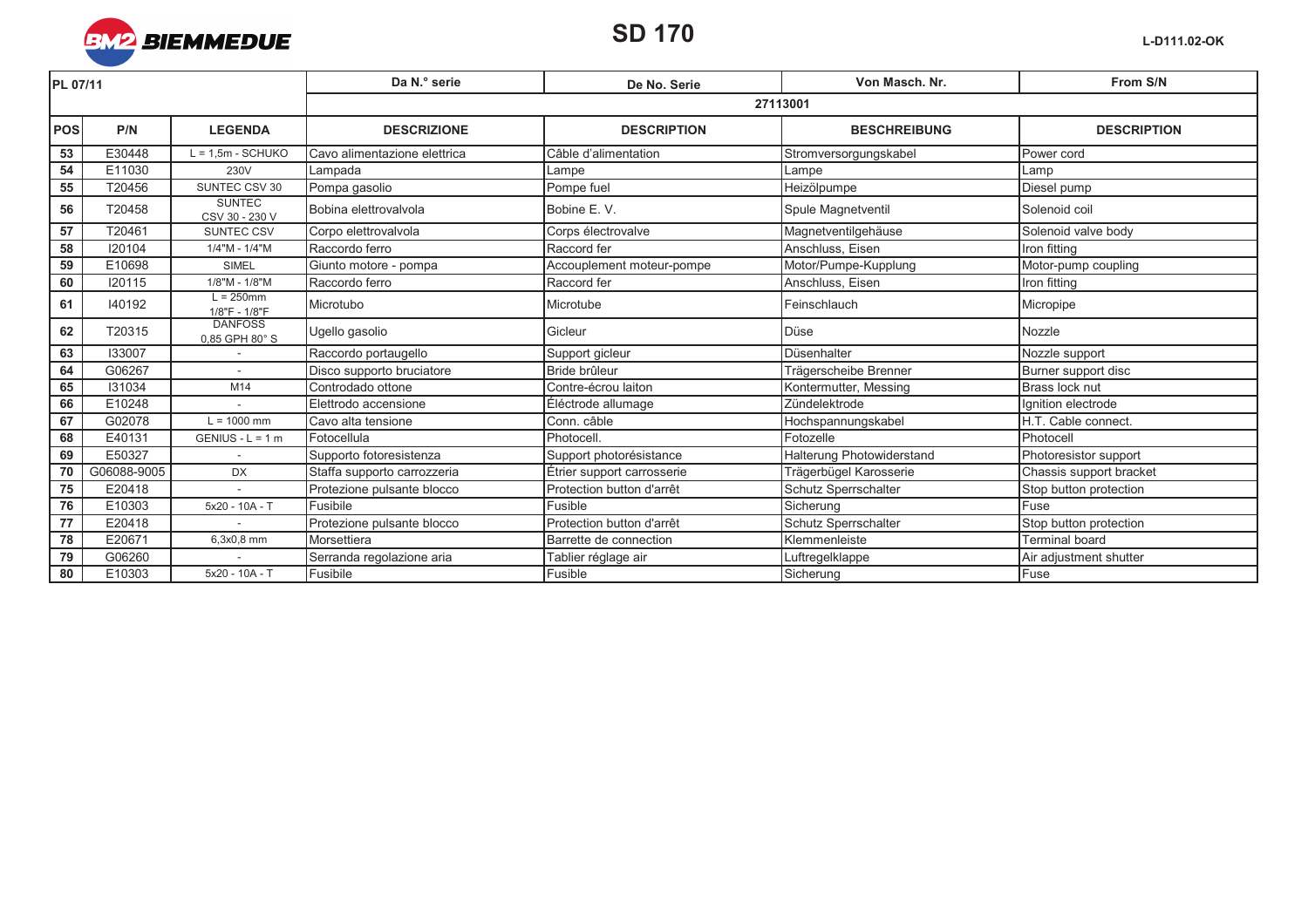# SD 170

L-D111.02-OK

| PL 07/11 | | | Da N.° serie | De No. Serie | Von Masch. Nr. | From S/N |
|---|---|---|---|---|---|---|
| | | | 27113001 | | | |
| **POS** | **P/N** | **LEGENDA** | **DESCRIZIONE** | **DESCRIPTION** | **BESCHREIBUNG** | **DESCRIPTION** |
| 53 | E30448 | L = 1,5m - SCHUKO | Cavo alimentazione elettrica | Câble d'alimentation | Stromversorgungskabel | Power cord |
| 54 | E11030 | 230V | Lampada | Lampe | Lampe | Lamp |
| 55 | T20456 | SUNTEC CSV 30 | Pompa gasolio | Pompe fuel | Heizölpumpe | Diesel pump |
| 56 | T20458 | SUNTEC CSV 30 - 230 V | Bobina elettrovalvola | Bobine E. V. | Spule Magnetventil | Solenoid coil |
| 57 | T20461 | SUNTEC CSV | Corpo elettrovalvola | Corps électrovalve | Magnetventilgehäuse | Solenoid valve body |
| 58 | I20104 | 1/4"M - 1/4"M | Raccordo ferro | Raccord fer | Anschluss, Eisen | Iron fitting |
| 59 | E10698 | SIMEL | Giunto motore - pompa | Accouplement moteur-pompe | Motor/Pumpe-Kupplung | Motor-pump coupling |
| 60 | I20115 | 1/8"M - 1/8"M | Raccordo ferro | Raccord fer | Anschluss, Eisen | Iron fitting |
| 61 | I40192 | L = 250mm 1/8"F - 1/8"F | Microtubo | Microtube | Feinschlauch | Micropipe |
| 62 | T20315 | DANFOSS 0,85 GPH 80° S | Ugello gasolio | Gicleur | Düse | Nozzle |
| 63 | I33007 | - | Raccordo portaugello | Support gicleur | Düsenhalter | Nozzle support |
| 64 | G06267 | - | Disco supporto bruciatore | Bride brûleur | Trägerscheibe Brenner | Burner support disc |
| 65 | I31034 | M14 | Controdado ottone | Contre-écrou laiton | Kontermutter, Messing | Brass lock nut |
| 66 | E10248 | - | Elettrodo accensione | Éléctrode allumage | Zündelektrode | Ignition electrode |
| 67 | G02078 | L = 1000 mm | Cavo alta tensione | Conn. câble | Hochspannungskabel | H.T. Cable connect. |
| 68 | E40131 | GENIUS - L = 1 m | Fotocellula | Photocell. | Fotozelle | Photocell |
| 69 | E50327 | - | Supporto fotoresistenza | Support photorésistance | Halterung Photowiderstand | Photoresistor support |
| 70 | G06088-9005 | DX | Staffa supporto carrozzeria | Étrier support carrosserie | Trägerbügel Karosserie | Chassis support bracket |
| 75 | E20418 | - | Protezione pulsante blocco | Protection button d'arrêt | Schutz Sperrschalter | Stop button protection |
| 76 | E10303 | 5x20 - 10A - T | Fusibile | Fusible | Sicherung | Fuse |
| 77 | E20418 | - | Protezione pulsante blocco | Protection button d'arrêt | Schutz Sperrschalter | Stop button protection |
| 78 | E20671 | 6,3x0,8 mm | Morsettiera | Barrette de connection | Klemmenleiste | Terminal board |
| 79 | G06260 | - | Serranda regolazione aria | Tablier réglage air | Luftregelklappe | Air adjustment shutter |
| 80 | E10303 | 5x20 - 10A - T | Fusibile | Fusible | Sicherung | Fuse |